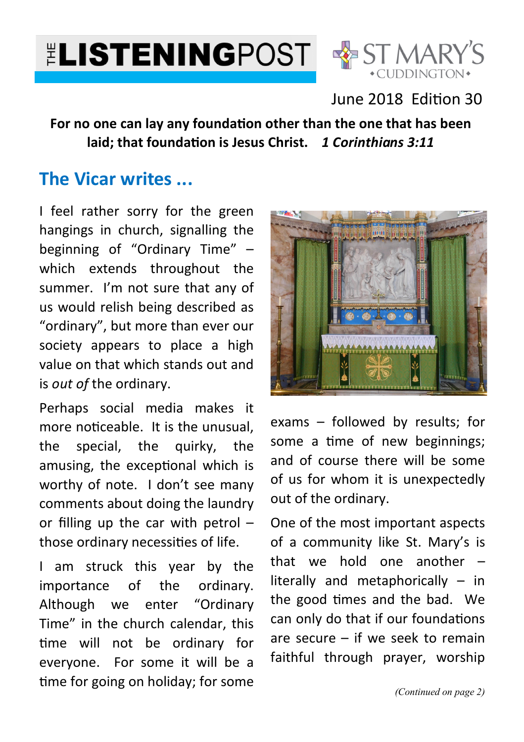# THE LISTENING POST

ST MARY'S CUDDINGTON

June 2018 Edition 30

**For no one can lay any foundation other than the one that has been laid; that foundation is Jesus Christ.** ***1 Corinthians 3:11***

## The Vicar writes ...

I feel rather sorry for the green hangings in church, signalling the beginning of "Ordinary Time" – which extends throughout the summer. I'm not sure that any of us would relish being described as "ordinary", but more than ever our society appears to place a high value on that which stands out and is *out of* the ordinary.

Perhaps social media makes it more noticeable. It is the unusual, the special, the quirky, the amusing, the exceptional which is worthy of note. I don't see many comments about doing the laundry or filling up the car with petrol – those ordinary necessities of life.

I am struck this year by the importance of the ordinary. Although we enter "Ordinary Time" in the church calendar, this time will not be ordinary for everyone. For some it will be a time for going on holiday; for some exams – followed by results; for some a time of new beginnings; and of course there will be some of us for whom it is unexpectedly out of the ordinary.

One of the most important aspects of a community like St. Mary's is that we hold one another – literally and metaphorically – in the good times and the bad. We can only do that if our foundations are secure – if we seek to remain faithful through prayer, worship

*(Continued on page 2)*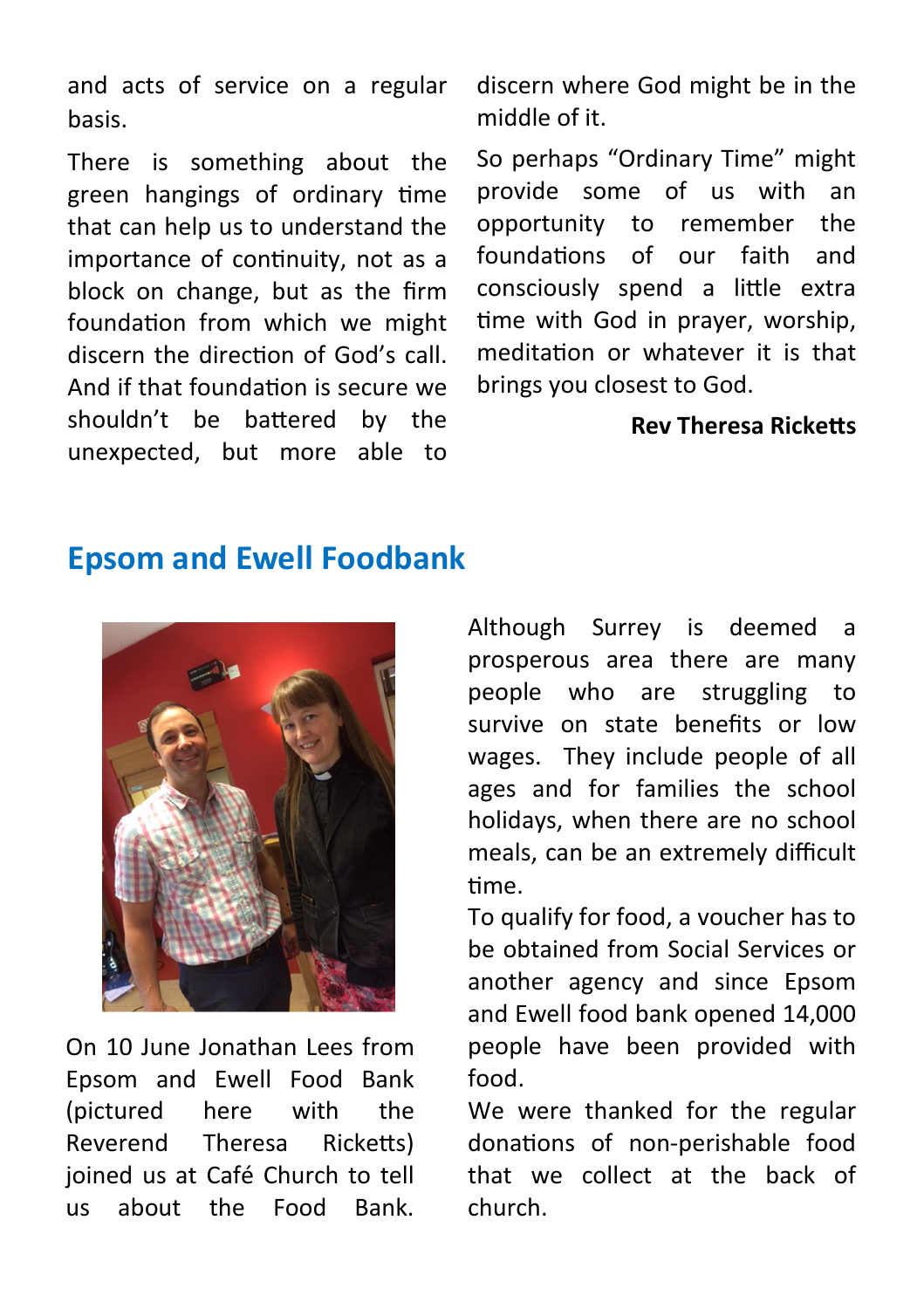and acts of service on a regular basis.

There is something about the green hangings of ordinary time that can help us to understand the importance of continuity, not as a block on change, but as the firm foundation from which we might discern the direction of God's call. And if that foundation is secure we shouldn't be battered by the unexpected, but more able to discern where God might be in the middle of it.

So perhaps "Ordinary Time" might provide some of us with an opportunity to remember the foundations of our faith and consciously spend a little extra time with God in prayer, worship, meditation or whatever it is that brings you closest to God.

**Rev Theresa Ricketts**

## Epsom and Ewell Foodbank

On 10 June Jonathan Lees from Epsom and Ewell Food Bank (pictured here with the Reverend Theresa Ricketts) joined us at Café Church to tell us about the Food Bank.

Although Surrey is deemed a prosperous area there are many people who are struggling to survive on state benefits or low wages. They include people of all ages and for families the school holidays, when there are no school meals, can be an extremely difficult time.

To qualify for food, a voucher has to be obtained from Social Services or another agency and since Epsom and Ewell food bank opened 14,000 people have been provided with food.

We were thanked for the regular donations of non-perishable food that we collect at the back of church.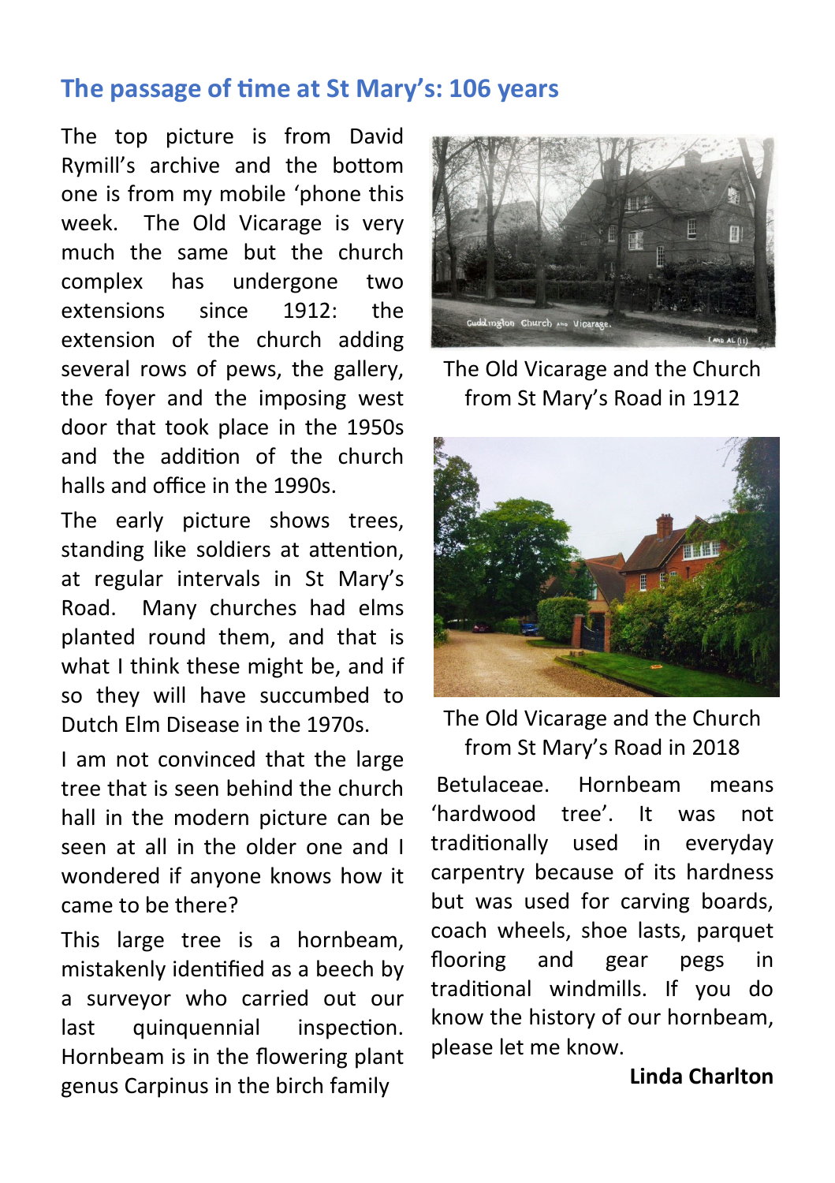## The passage of time at St Mary's: 106 years

The top picture is from David Rymill's archive and the bottom one is from my mobile 'phone this week. The Old Vicarage is very much the same but the church complex has undergone two extensions since 1912: the extension of the church adding several rows of pews, the gallery, the foyer and the imposing west door that took place in the 1950s and the addition of the church halls and office in the 1990s.

The early picture shows trees, standing like soldiers at attention, at regular intervals in St Mary's Road. Many churches had elms planted round them, and that is what I think these might be, and if so they will have succumbed to Dutch Elm Disease in the 1970s.

I am not convinced that the large tree that is seen behind the church hall in the modern picture can be seen at all in the older one and I wondered if anyone knows how it came to be there?

This large tree is a hornbeam, mistakenly identified as a beech by a surveyor who carried out our last quinquennial inspection. Hornbeam is in the flowering plant genus Carpinus in the birch family Betulaceae. Hornbeam means 'hardwood tree'. It was not traditionally used in everyday carpentry because of its hardness but was used for carving boards, coach wheels, shoe lasts, parquet flooring and gear pegs in traditional windmills. If you do know the history of our hornbeam, please let me know.

The Old Vicarage and the Church from St Mary's Road in 1912

The Old Vicarage and the Church from St Mary's Road in 2018

**Linda Charlton**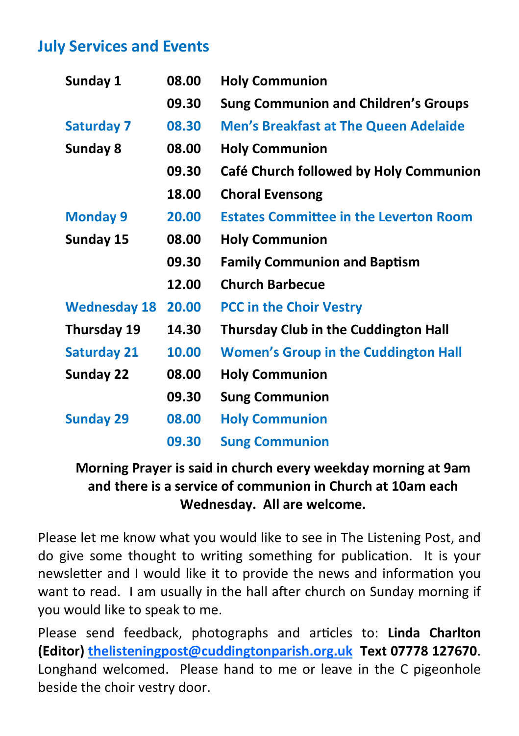## July Services and Events

| | | |
|---|---|---|
| **Sunday 1** | **08.00** | **Holy Communion** |
| | **09.30** | **Sung Communion and Children's Groups** |
| **Saturday 7** | **08.30** | **Men's Breakfast at The Queen Adelaide** |
| **Sunday 8** | **08.00** | **Holy Communion** |
| | **09.30** | **Café Church followed by Holy Communion** |
| | **18.00** | **Choral Evensong** |
| **Monday 9** | **20.00** | **Estates Committee in the Leverton Room** |
| **Sunday 15** | **08.00** | **Holy Communion** |
| | **09.30** | **Family Communion and Baptism** |
| | **12.00** | **Church Barbecue** |
| **Wednesday 18** | **20.00** | **PCC in the Choir Vestry** |
| **Thursday 19** | **14.30** | **Thursday Club in the Cuddington Hall** |
| **Saturday 21** | **10.00** | **Women's Group in the Cuddington Hall** |
| **Sunday 22** | **08.00** | **Holy Communion** |
| | **09.30** | **Sung Communion** |
| **Sunday 29** | **08.00** | **Holy Communion** |
| | **09.30** | **Sung Communion** |

**Morning Prayer is said in church every weekday morning at 9am and there is a service of communion in Church at 10am each Wednesday. All are welcome.**

Please let me know what you would like to see in The Listening Post, and do give some thought to writing something for publication. It is your newsletter and I would like it to provide the news and information you want to read. I am usually in the hall after church on Sunday morning if you would like to speak to me.

Please send feedback, photographs and articles to: **Linda Charlton (Editor)** **thelisteningpost@cuddingtonparish.org.uk** **Text 07778 127670**. Longhand welcomed. Please hand to me or leave in the C pigeonhole beside the choir vestry door.